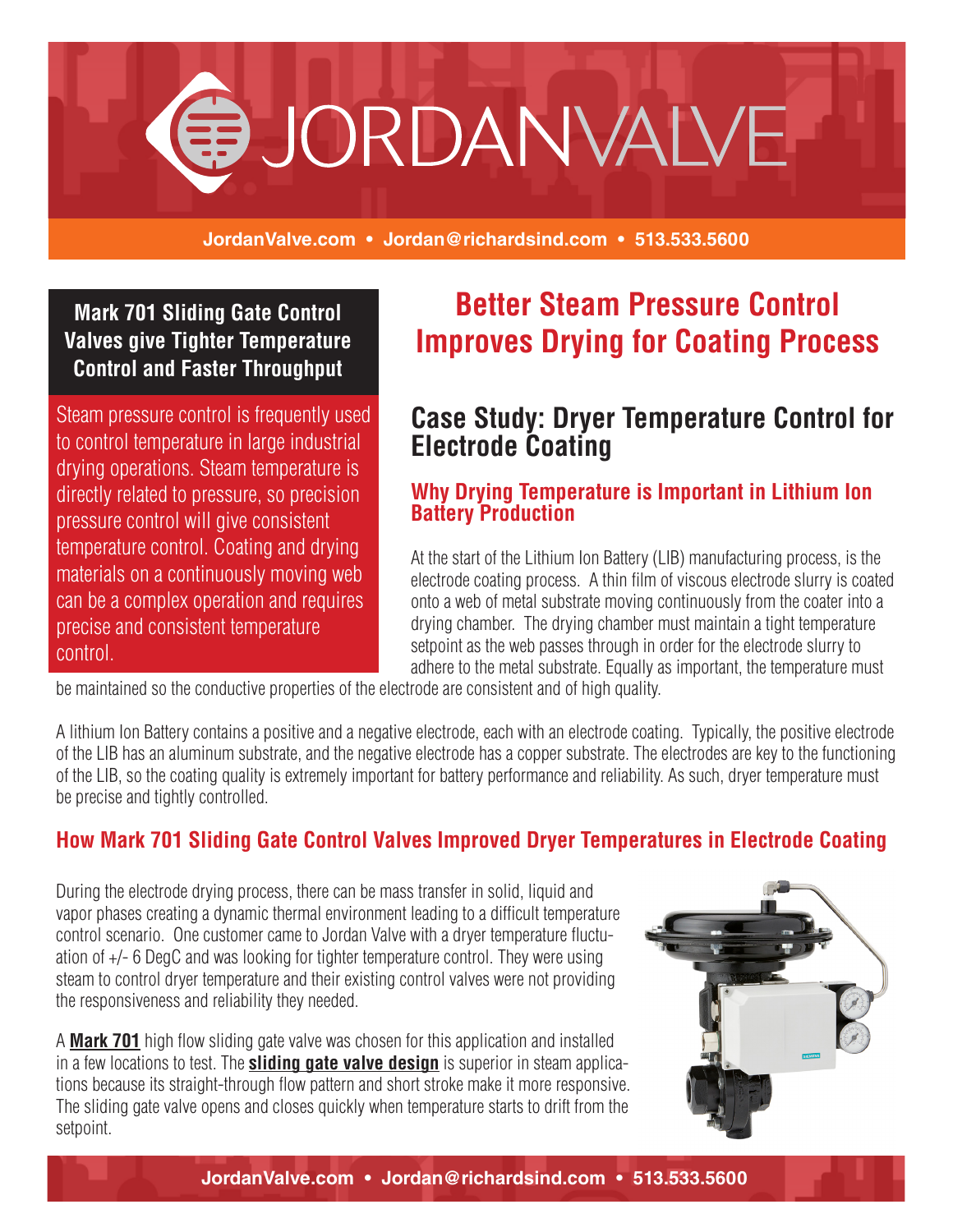# JORDANVALVE

JordanValve.com • Jordan@richardsind.com • 513.533.5600

**Mark 701 Sliding Gate Control Valves give Tighter Temperature Control and Faster Throughput**

Steam pressure control is frequently used to control temperature in large industrial drying operations. Steam temperature is directly related to pressure, so precision pressure control will give consistent temperature control. Coating and drying materials on a continuously moving web can be a complex operation and requires precise and consistent temperature control.

## Better Steam Pressure Control Improves Drying for Coating Process

## Case Study: Dryer Temperature Control for Electrode Coating

### Why Drying Temperature is Important in Lithium Ion Battery Production

At the start of the Lithium Ion Battery (LIB) manufacturing process, is the electrode coating process. A thin film of viscous electrode slurry is coated onto a web of metal substrate moving continuously from the coater into a drying chamber. The drying chamber must maintain a tight temperature setpoint as the web passes through in order for the electrode slurry to adhere to the metal substrate. Equally as important, the temperature must be maintained so the conductive properties of the electrode are consistent and of high quality.

A lithium Ion Battery contains a positive and a negative electrode, each with an electrode coating. Typically, the positive electrode of the LIB has an aluminum substrate, and the negative electrode has a copper substrate. The electrodes are key to the functioning of the LIB, so the coating quality is extremely important for battery performance and reliability. As such, dryer temperature must be precise and tightly controlled.

### How Mark 701 Sliding Gate Control Valves Improved Dryer Temperatures in Electrode Coating

During the electrode drying process, there can be mass transfer in solid, liquid and vapor phases creating a dynamic thermal environment leading to a difficult temperature control scenario. One customer came to Jordan Valve with a dryer temperature fluctuation of +/- 6 DegC and was looking for tighter temperature control. They were using steam to control dryer temperature and their existing control valves were not providing the responsiveness and reliability they needed.

A **Mark 701** high flow sliding gate valve was chosen for this application and installed in a few locations to test. The **sliding gate valve design** is superior in steam applications because its straight-through flow pattern and short stroke make it more responsive. The sliding gate valve opens and closes quickly when temperature starts to drift from the setpoint.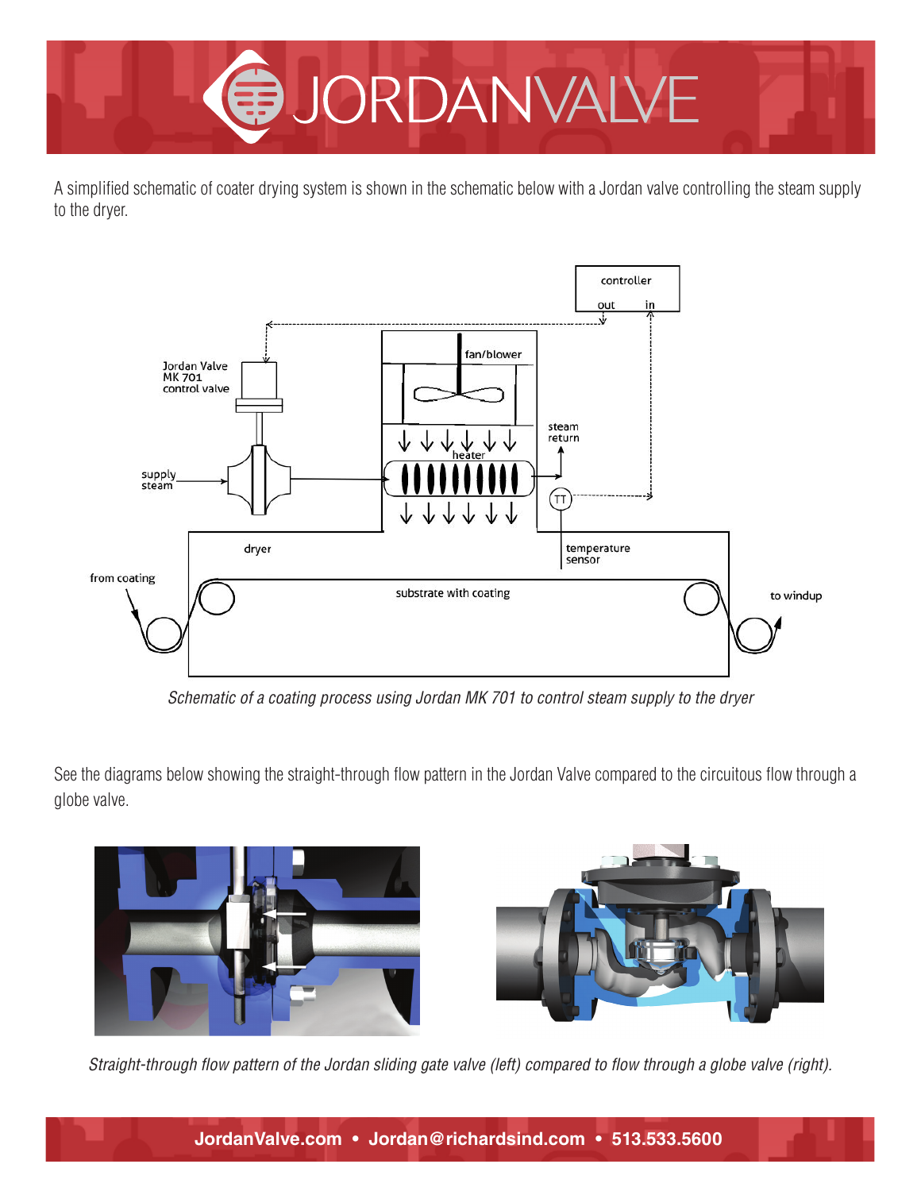A simplified schematic of coater drying system is shown in the schematic below with a Jordan valve controlling the steam supply to the dryer.

*Schematic of a coating process using Jordan MK 701 to control steam supply to the dryer*

See the diagrams below showing the straight-through flow pattern in the Jordan Valve compared to the circuitous flow through a globe valve.

*Straight-through flow pattern of the Jordan sliding gate valve (left) compared to flow through a globe valve (right).*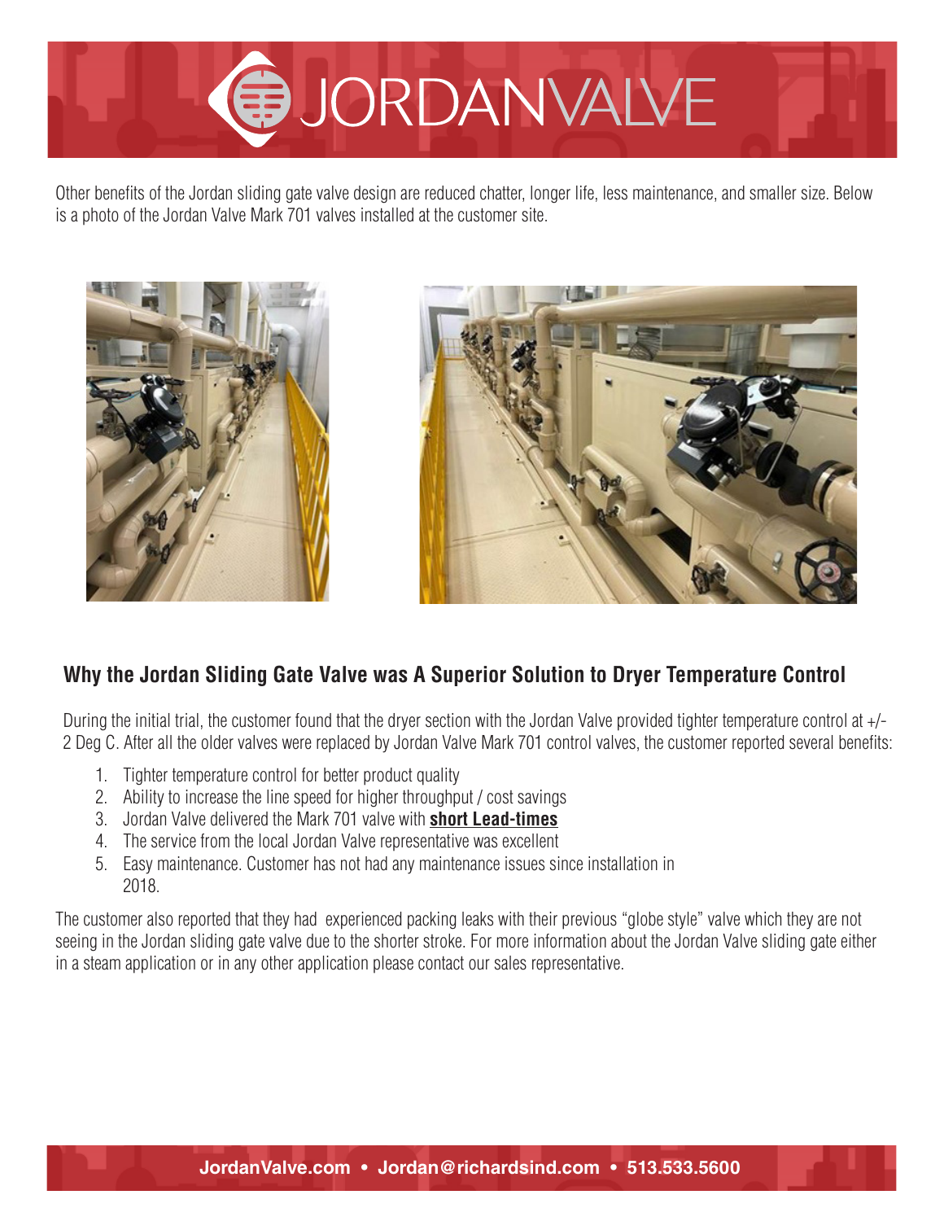Other benefits of the Jordan sliding gate valve design are reduced chatter, longer life, less maintenance, and smaller size. Below is a photo of the Jordan Valve Mark 701 valves installed at the customer site.

## Why the Jordan Sliding Gate Valve was A Superior Solution to Dryer Temperature Control

During the initial trial, the customer found that the dryer section with the Jordan Valve provided tighter temperature control at +/-2 Deg C. After all the older valves were replaced by Jordan Valve Mark 701 control valves, the customer reported several benefits:

1. Tighter temperature control for better product quality
2. Ability to increase the line speed for higher throughput / cost savings
3. Jordan Valve delivered the Mark 701 valve with **short Lead-times**
4. The service from the local Jordan Valve representative was excellent
5. Easy maintenance. Customer has not had any maintenance issues since installation in 2018.

The customer also reported that they had experienced packing leaks with their previous "globe style" valve which they are not seeing in the Jordan sliding gate valve due to the shorter stroke. For more information about the Jordan Valve sliding gate either in a steam application or in any other application please contact our sales representative.